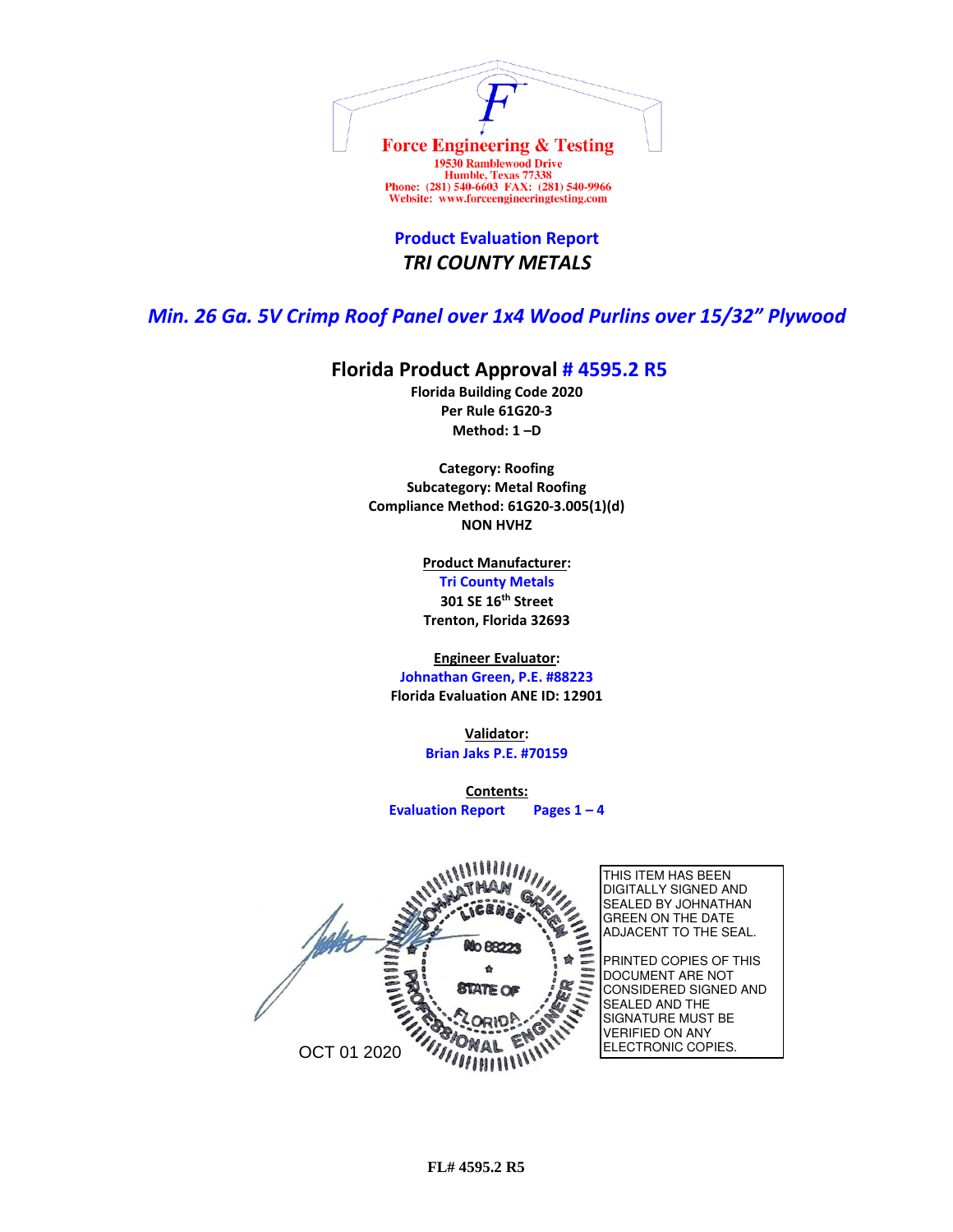**Force Engineering & Testing**
19530 Ramblewood Drive
Humble, Texas 77338
Phone: (281) 540-6603 FAX: (281) 540-9966
Website: www.forceengineeringtesting.com

## Product Evaluation Report
### *TRI COUNTY METALS*

## *Min. 26 Ga. 5V Crimp Roof Panel over 1x4 Wood Purlins over 15/32" Plywood*

## Florida Product Approval # 4595.2 R5

**Florida Building Code 2020**
**Per Rule 61G20-3**
**Method: 1 –D**

**Category: Roofing**
**Subcategory: Metal Roofing**
**Compliance Method: 61G20-3.005(1)(d)**
**NON HVHZ**

**Product Manufacturer:**
Tri County Metals
301 SE 16th Street
Trenton, Florida 32693

**Engineer Evaluator:**
Johnathan Green, P.E. #88223
Florida Evaluation ANE ID: 12901

**Validator:**
Brian Jaks P.E. #70159

**Contents:**
Evaluation Report Pages 1 – 4

JOHNATHAN GREEN LICENSE No 88223 STATE OF FLORIDA PROFESSIONAL ENGINEER

OCT 01 2020

THIS ITEM HAS BEEN DIGITALLY SIGNED AND SEALED BY JOHNATHAN GREEN ON THE DATE ADJACENT TO THE SEAL.

PRINTED COPIES OF THIS DOCUMENT ARE NOT CONSIDERED SIGNED AND SEALED AND THE SIGNATURE MUST BE VERIFIED ON ANY ELECTRONIC COPIES.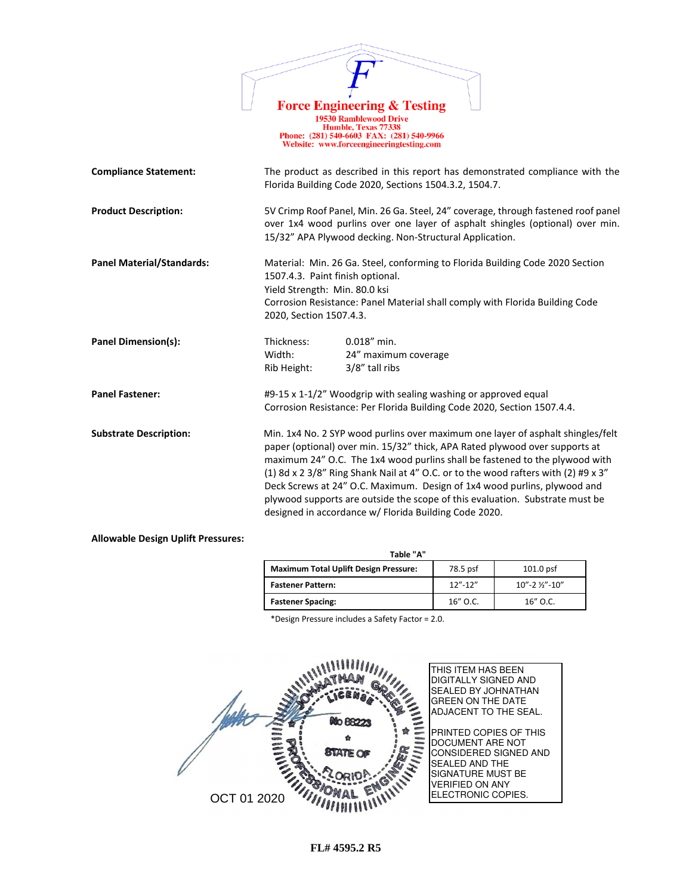**Force Engineering & Testing**
19530 Ramblewood Drive
Humble, Texas 77338
Phone: (281) 540-6603 FAX: (281) 540-9966
Website: www.forceengineeringtesting.com

**Compliance Statement:** The product as described in this report has demonstrated compliance with the Florida Building Code 2020, Sections 1504.3.2, 1504.7.

**Product Description:** 5V Crimp Roof Panel, Min. 26 Ga. Steel, 24" coverage, through fastened roof panel over 1x4 wood purlins over one layer of asphalt shingles (optional) over min. 15/32" APA Plywood decking. Non-Structural Application.

**Panel Material/Standards:** Material: Min. 26 Ga. Steel, conforming to Florida Building Code 2020 Section 1507.4.3. Paint finish optional.
Yield Strength: Min. 80.0 ksi
Corrosion Resistance: Panel Material shall comply with Florida Building Code 2020, Section 1507.4.3.

**Panel Dimension(s):**

| | |
|---|---|
| Thickness: | 0.018" min. |
| Width: | 24" maximum coverage |
| Rib Height: | 3/8" tall ribs |

**Panel Fastener:** #9-15 x 1-1/2" Woodgrip with sealing washing or approved equal
Corrosion Resistance: Per Florida Building Code 2020, Section 1507.4.4.

**Substrate Description:** Min. 1x4 No. 2 SYP wood purlins over maximum one layer of asphalt shingles/felt paper (optional) over min. 15/32" thick, APA Rated plywood over supports at maximum 24" O.C. The 1x4 wood purlins shall be fastened to the plywood with (1) 8d x 2 3/8" Ring Shank Nail at 4" O.C. or to the wood rafters with (2) #9 x 3" Deck Screws at 24" O.C. Maximum. Design of 1x4 wood purlins, plywood and plywood supports are outside the scope of this evaluation. Substrate must be designed in accordance w/ Florida Building Code 2020.

**Allowable Design Uplift Pressures:**

Table "A"

| **Maximum Total Uplift Design Pressure:** | 78.5 psf | 101.0 psf |
|---|---|---|
| **Fastener Pattern:** | 12"-12" | 10"-2 ½"-10" |
| **Fastener Spacing:** | 16" O.C. | 16" O.C. |

*Design Pressure includes a Safety Factor = 2.0.

JOHNATHAN GREEN LICENSE No 88223 STATE OF FLORIDA PROFESSIONAL ENGINEER

OCT 01 2020

THIS ITEM HAS BEEN DIGITALLY SIGNED AND SEALED BY JOHNATHAN GREEN ON THE DATE ADJACENT TO THE SEAL.

PRINTED COPIES OF THIS DOCUMENT ARE NOT CONSIDERED SIGNED AND SEALED AND THE SIGNATURE MUST BE VERIFIED ON ANY ELECTRONIC COPIES.

**FL# 4595.2 R5**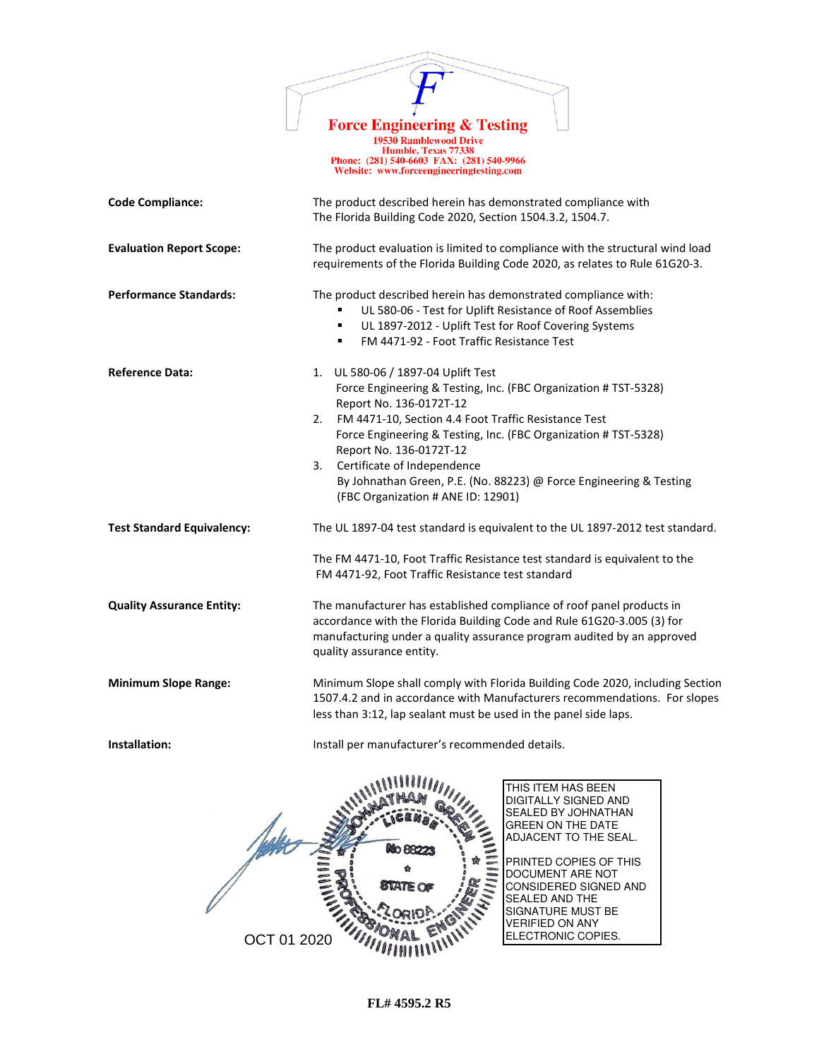**Force Engineering & Testing**
19530 Ramblewood Drive
Humble, Texas 77338
Phone: (281) 540-6603 FAX: (281) 540-9966
Website: www.forceengineeringtesting.com

**Code Compliance:** The product described herein has demonstrated compliance with The Florida Building Code 2020, Section 1504.3.2, 1504.7.

**Evaluation Report Scope:** The product evaluation is limited to compliance with the structural wind load requirements of the Florida Building Code 2020, as relates to Rule 61G20-3.

**Performance Standards:** The product described herein has demonstrated compliance with:

- UL 580-06 - Test for Uplift Resistance of Roof Assemblies
- UL 1897-2012 - Uplift Test for Roof Covering Systems
- FM 4471-92 - Foot Traffic Resistance Test

**Reference Data:**

1. UL 580-06 / 1897-04 Uplift Test
   Force Engineering & Testing, Inc. (FBC Organization # TST-5328)
   Report No. 136-0172T-12
2. FM 4471-10, Section 4.4 Foot Traffic Resistance Test
   Force Engineering & Testing, Inc. (FBC Organization # TST-5328)
   Report No. 136-0172T-12
3. Certificate of Independence
   By Johnathan Green, P.E. (No. 88223) @ Force Engineering & Testing
   (FBC Organization # ANE ID: 12901)

**Test Standard Equivalency:** The UL 1897-04 test standard is equivalent to the UL 1897-2012 test standard.

The FM 4471-10, Foot Traffic Resistance test standard is equivalent to the FM 4471-92, Foot Traffic Resistance test standard

**Quality Assurance Entity:** The manufacturer has established compliance of roof panel products in accordance with the Florida Building Code and Rule 61G20-3.005 (3) for manufacturing under a quality assurance program audited by an approved quality assurance entity.

**Minimum Slope Range:** Minimum Slope shall comply with Florida Building Code 2020, including Section 1507.4.2 and in accordance with Manufacturers recommendations. For slopes less than 3:12, lap sealant must be used in the panel side laps.

**Installation:** Install per manufacturer's recommended details.

JOHNATHAN GREEN LICENSE No 88223 STATE OF FLORIDA PROFESSIONAL ENGINEER

OCT 01 2020

THIS ITEM HAS BEEN DIGITALLY SIGNED AND SEALED BY JOHNATHAN GREEN ON THE DATE ADJACENT TO THE SEAL.

PRINTED COPIES OF THIS DOCUMENT ARE NOT CONSIDERED SIGNED AND SEALED AND THE SIGNATURE MUST BE VERIFIED ON ANY ELECTRONIC COPIES.

**FL# 4595.2 R5**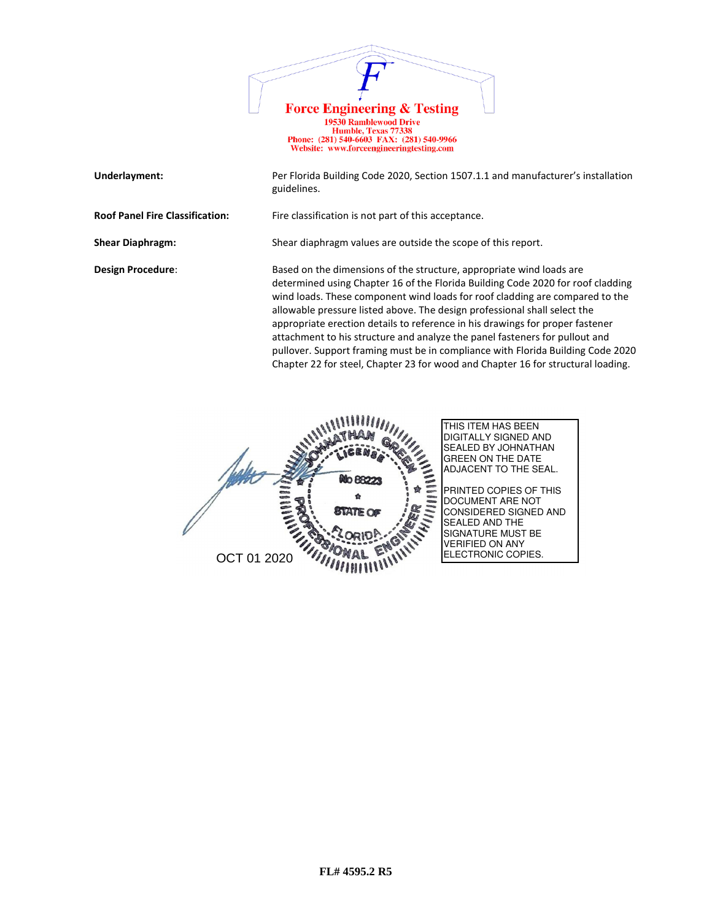**Force Engineering & Testing**
19530 Ramblewood Drive
Humble, Texas 77338
Phone: (281) 540-6603 FAX: (281) 540-9966
Website: www.forceengineeringtesting.com

| | |
|---|---|
| **Underlayment:** | Per Florida Building Code 2020, Section 1507.1.1 and manufacturer's installation guidelines. |
| **Roof Panel Fire Classification:** | Fire classification is not part of this acceptance. |
| **Shear Diaphragm:** | Shear diaphragm values are outside the scope of this report. |
| **Design Procedure**: | Based on the dimensions of the structure, appropriate wind loads are determined using Chapter 16 of the Florida Building Code 2020 for roof cladding wind loads. These component wind loads for roof cladding are compared to the allowable pressure listed above. The design professional shall select the appropriate erection details to reference in his drawings for proper fastener attachment to his structure and analyze the panel fasteners for pullout and pullover. Support framing must be in compliance with Florida Building Code 2020 Chapter 22 for steel, Chapter 23 for wood and Chapter 16 for structural loading. |

JOHNATHAN GREEN
LICENSE
No 88223
STATE OF FLORIDA
PROFESSIONAL ENGINEER

OCT 01 2020

THIS ITEM HAS BEEN DIGITALLY SIGNED AND SEALED BY JOHNATHAN GREEN ON THE DATE ADJACENT TO THE SEAL.

PRINTED COPIES OF THIS DOCUMENT ARE NOT CONSIDERED SIGNED AND SEALED AND THE SIGNATURE MUST BE VERIFIED ON ANY ELECTRONIC COPIES.

FL# 4595.2 R5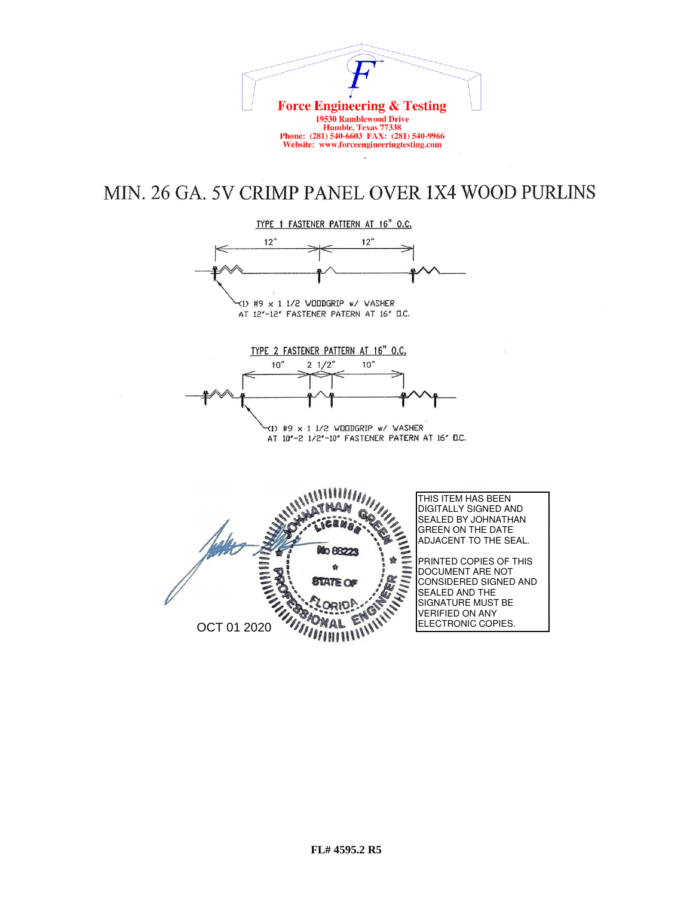Force Engineering & Testing
19530 Ramblewood Drive
Humble, Texas 77338
Phone: (281) 540-6603 FAX: (281) 540-9966
Website: www.forceengineeringtesting.com

# MIN. 26 GA. 5V CRIMP PANEL OVER 1X4 WOOD PURLINS

TYPE 1 FASTENER PATTERN AT 16" O.C.

12" 12"

(1) #9 x 1 1/2 WOODGRIP w/ WASHER
AT 12"-12" FASTENER PATERN AT 16" O.C.

TYPE 2 FASTENER PATTERN AT 16" O.C.

10" 2 1/2" 10"

(1) #9 x 1 1/2 WOODGRIP w/ WASHER
AT 10"-2 1/2"-10" FASTENER PATERN AT 16" O.C.

JOHNATHAN GREEN
LICENSE
No 88223
STATE OF
FLORIDA
PROFESSIONAL ENGINEER

OCT 01 2020

THIS ITEM HAS BEEN DIGITALLY SIGNED AND SEALED BY JOHNATHAN GREEN ON THE DATE ADJACENT TO THE SEAL.

PRINTED COPIES OF THIS DOCUMENT ARE NOT CONSIDERED SIGNED AND SEALED AND THE SIGNATURE MUST BE VERIFIED ON ANY ELECTRONIC COPIES.

FL# 4595.2 R5